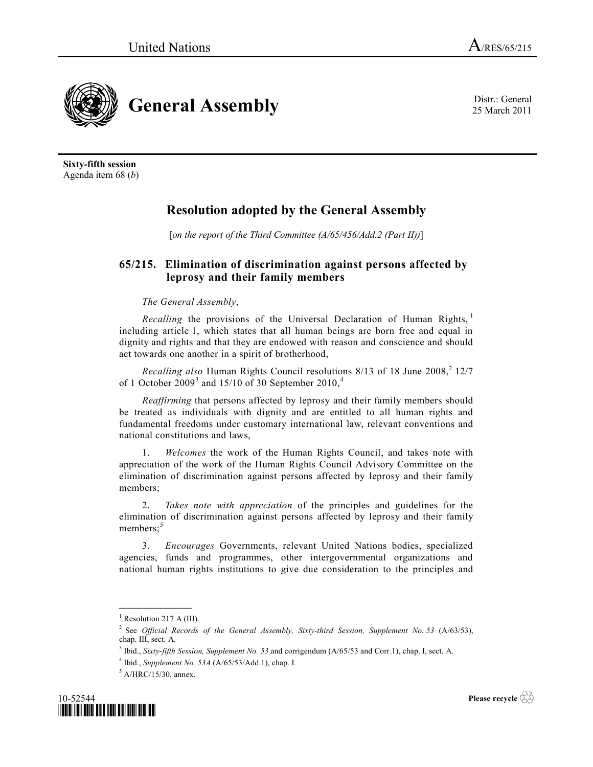United Nations A/RES/65/215

# General Assembly

Distr.: General
25 March 2011

**Sixty-fifth session**
Agenda item 68 (*b*)

## Resolution adopted by the General Assembly

[*on the report of the Third Committee (A/65/456/Add.2 (Part II))*]

### 65/215. Elimination of discrimination against persons affected by leprosy and their family members

*The General Assembly*,

*Recalling* the provisions of the Universal Declaration of Human Rights,[1] including article 1, which states that all human beings are born free and equal in dignity and rights and that they are endowed with reason and conscience and should act towards one another in a spirit of brotherhood,

*Recalling also* Human Rights Council resolutions 8/13 of 18 June 2008,[2] 12/7 of 1 October 2009[3] and 15/10 of 30 September 2010,[4]

*Reaffirming* that persons affected by leprosy and their family members should be treated as individuals with dignity and are entitled to all human rights and fundamental freedoms under customary international law, relevant conventions and national constitutions and laws,

1. *Welcomes* the work of the Human Rights Council, and takes note with appreciation of the work of the Human Rights Council Advisory Committee on the elimination of discrimination against persons affected by leprosy and their family members;

2. *Takes note with appreciation* of the principles and guidelines for the elimination of discrimination against persons affected by leprosy and their family members;[5]

3. *Encourages* Governments, relevant United Nations bodies, specialized agencies, funds and programmes, other intergovernmental organizations and national human rights institutions to give due consideration to the principles and

---

[1] Resolution 217 A (III).

[2] See *Official Records of the General Assembly, Sixty-third Session, Supplement No. 53* (A/63/53), chap. III, sect. A.

[3] Ibid., *Sixty-fifth Session, Supplement No. 53* and corrigendum (A/65/53 and Corr.1), chap. I, sect. A.

[4] Ibid., *Supplement No. 53A* (A/65/53/Add.1), chap. I.

[5] A/HRC/15/30, annex.

10-52544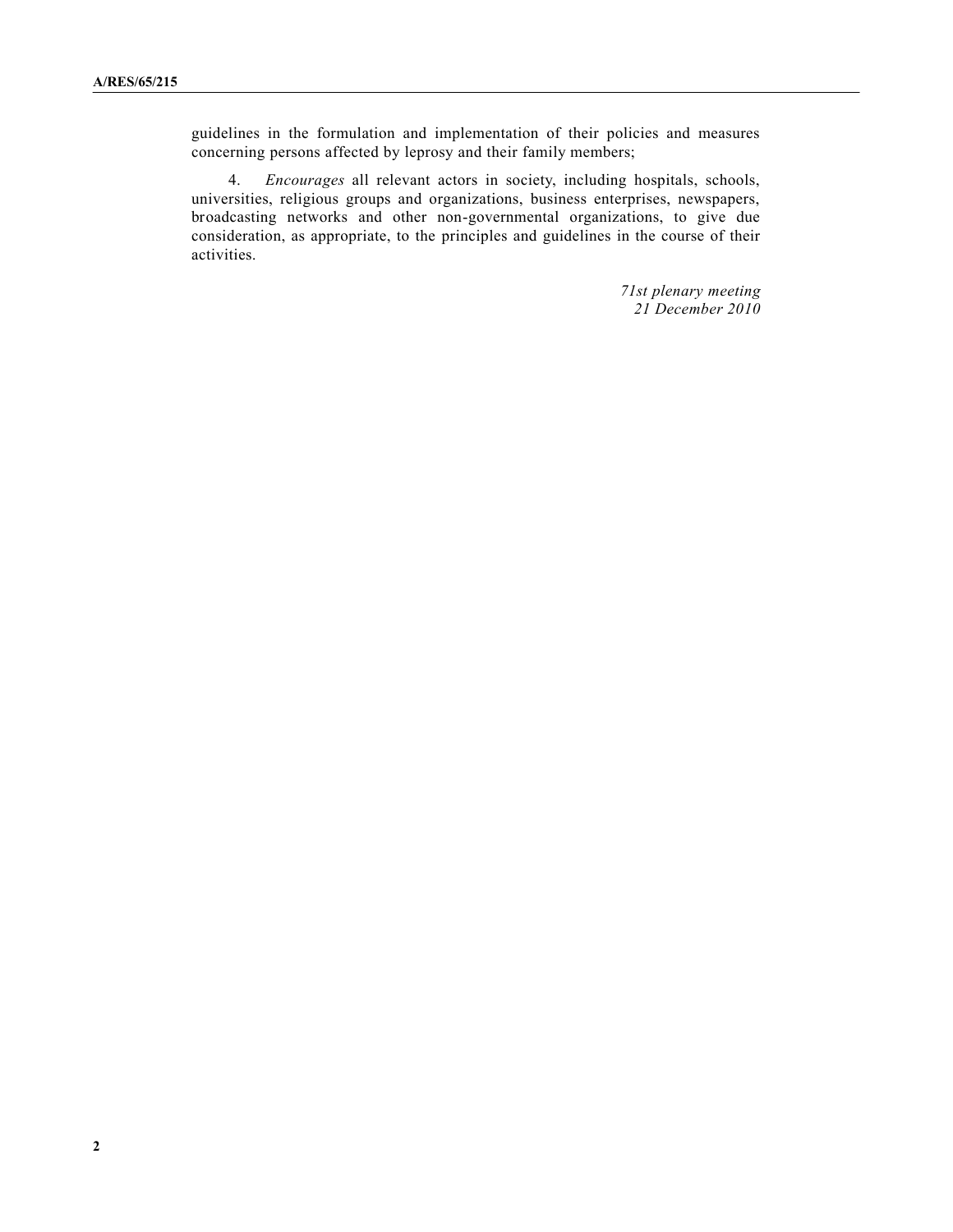guidelines in the formulation and implementation of their policies and measures concerning persons affected by leprosy and their family members;

4. *Encourages* all relevant actors in society, including hospitals, schools, universities, religious groups and organizations, business enterprises, newspapers, broadcasting networks and other non-governmental organizations, to give due consideration, as appropriate, to the principles and guidelines in the course of their activities.

*71st plenary meeting*
*21 December 2010*